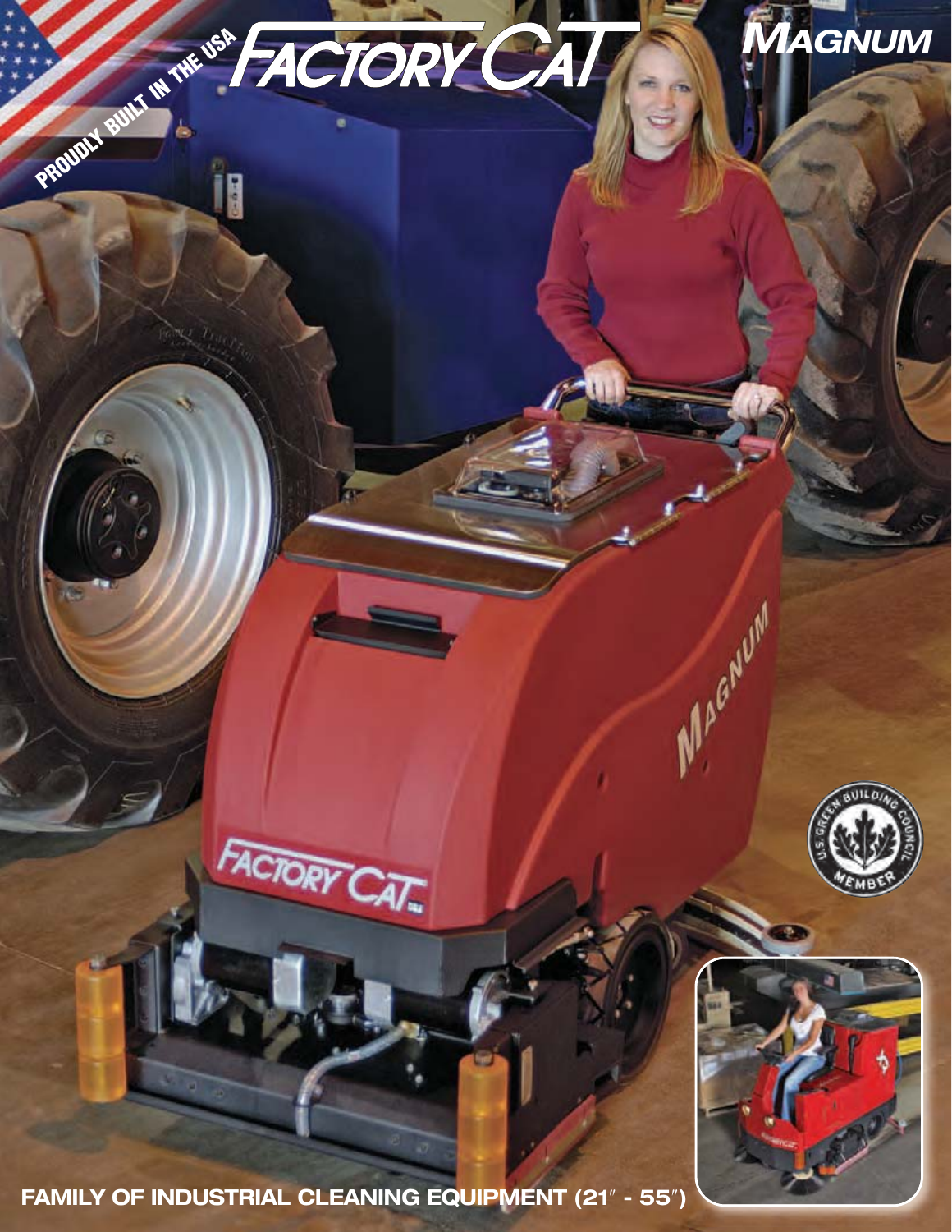PROUDLY BUILT IN THE USA

# FACTORY CAT

# MAGNUM

U.S. GREEN BUILDING COUNCIL MEMBER

**FAMILY OF INDUSTRIAL CLEANING EQUIPMENT (21″ - 55″)**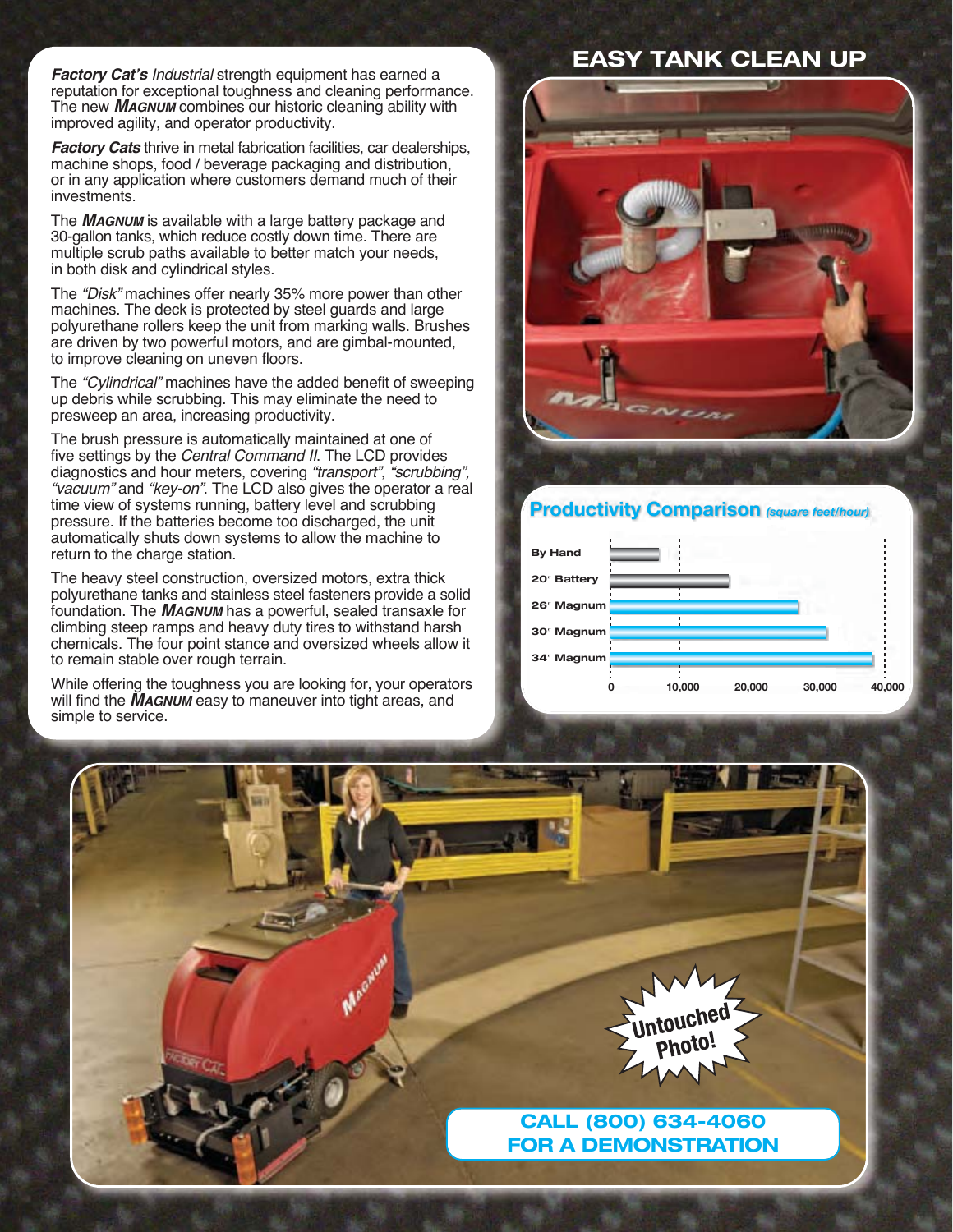***Factory Cat's*** *Industrial* strength equipment has earned a reputation for exceptional toughness and cleaning performance. The new ***MAGNUM*** combines our historic cleaning ability with improved agility, and operator productivity.

***Factory Cats*** thrive in metal fabrication facilities, car dealerships, machine shops, food / beverage packaging and distribution, or in any application where customers demand much of their investments.

The ***MAGNUM*** is available with a large battery package and 30-gallon tanks, which reduce costly down time. There are multiple scrub paths available to better match your needs, in both disk and cylindrical styles.

The *"Disk"* machines offer nearly 35% more power than other machines. The deck is protected by steel guards and large polyurethane rollers keep the unit from marking walls. Brushes are driven by two powerful motors, and are gimbal-mounted, to improve cleaning on uneven floors.

The *"Cylindrical"* machines have the added benefit of sweeping up debris while scrubbing. This may eliminate the need to presweep an area, increasing productivity.

The brush pressure is automatically maintained at one of five settings by the *Central Command II.* The LCD provides diagnostics and hour meters, covering *"transport"*, *"scrubbing"*, *"vacuum"* and *"key-on"*. The LCD also gives the operator a real time view of systems running, battery level and scrubbing pressure. If the batteries become too discharged, the unit automatically shuts down systems to allow the machine to return to the charge station.

The heavy steel construction, oversized motors, extra thick polyurethane tanks and stainless steel fasteners provide a solid foundation. The ***MAGNUM*** has a powerful, sealed transaxle for climbing steep ramps and heavy duty tires to withstand harsh chemicals. The four point stance and oversized wheels allow it to remain stable over rough terrain.

While offering the toughness you are looking for, your operators will find the ***MAGNUM*** easy to maneuver into tight areas, and simple to service.

## EASY TANK CLEAN UP

### Productivity Comparison *(square feet/hour)*

- By Hand
- 20" Battery
- 26" Magnum
- 30" Magnum
- 34" Magnum

0 — 10,000 — 20,000 — 30,000 — 40,000

Untouched Photo!

**CALL (800) 634-4060**
**FOR A DEMONSTRATION**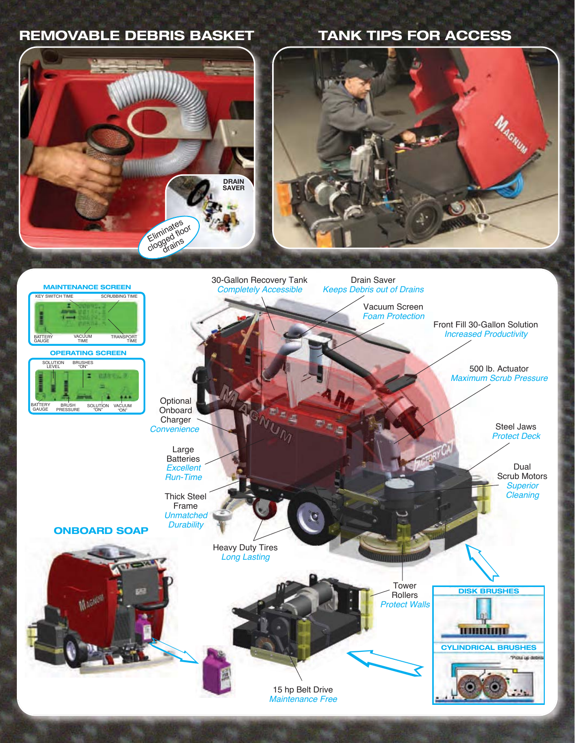## REMOVABLE DEBRIS BASKET

DRAIN SAVER

Eliminates clogged floor drains

## TANK TIPS FOR ACCESS

### MAINTENANCE SCREEN

KEY SWITCH TIME
SCRUBBING TIME
BATTERY GAUGE
VACUUM TIME
TRANSPORT TIME

### OPERATING SCREEN

SOLUTION LEVEL
BRUSHES "ON"
BATTERY GAUGE
BRUSH PRESSURE
SOLUTION "ON"
VACUUM "ON"

30-Gallon Recovery Tank
*Completely Accessible*

Drain Saver
*Keeps Debris out of Drains*

Vacuum Screen
*Foam Protection*

Front Fill 30-Gallon Solution
*Increased Productivity*

500 lb. Actuator
*Maximum Scrub Pressure*

Optional Onboard Charger
*Convenience*

Steel Jaws
*Protect Deck*

Large Batteries
*Excellent Run-Time*

Dual Scrub Motors
*Superior Cleaning*

Thick Steel Frame
*Unmatched Durability*

Heavy Duty Tires
*Long Lasting*

## ONBOARD SOAP

Tower Rollers
*Protect Walls*

### DISK BRUSHES

### CYLINDRICAL BRUSHES

"Picks up debris"

15 hp Belt Drive
*Maintenance Free*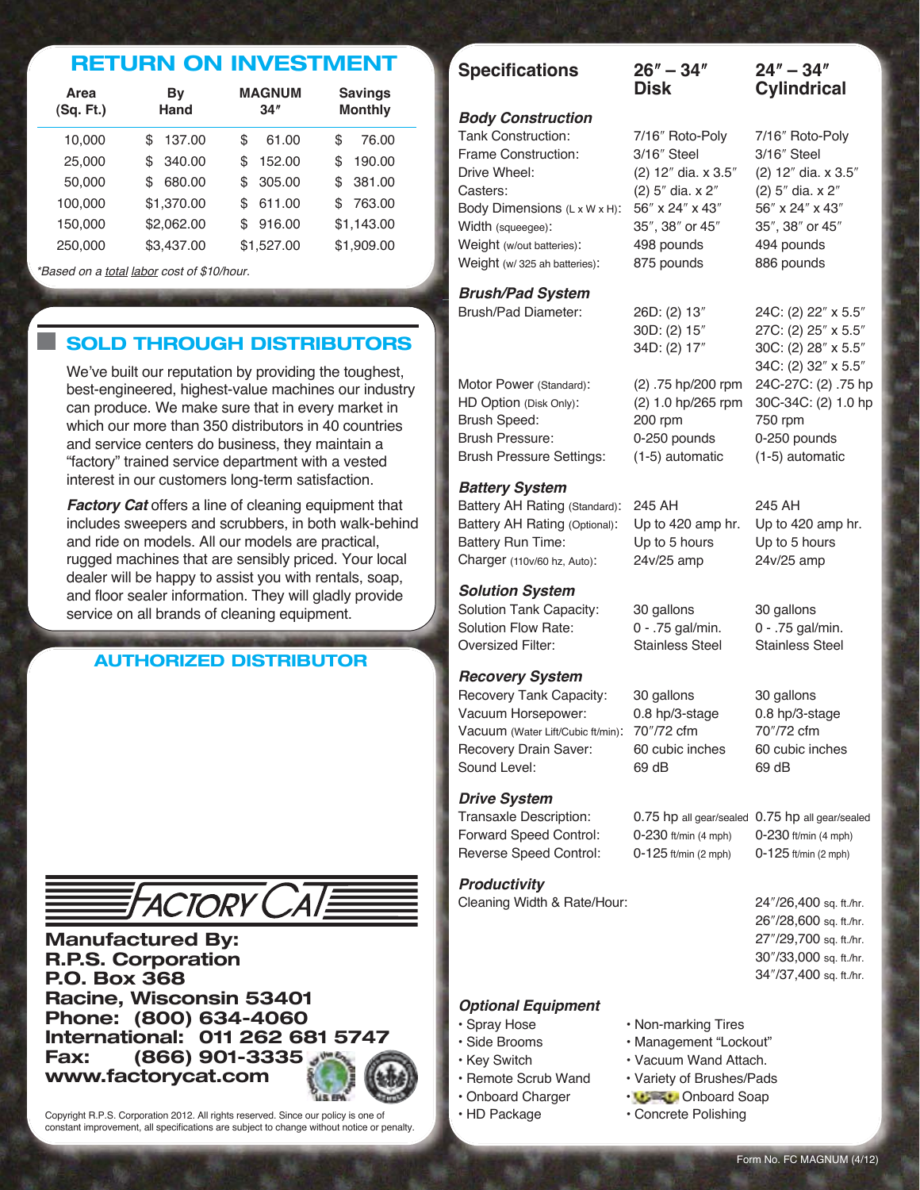## RETURN ON INVESTMENT

| Area (Sq. Ft.) | By Hand | MAGNUM 34″ | Savings Monthly |
|---|---|---|---|
| 10,000 | $ 137.00 | $ 61.00 | $ 76.00 |
| 25,000 | $ 340.00 | $ 152.00 | $ 190.00 |
| 50,000 | $ 680.00 | $ 305.00 | $ 381.00 |
| 100,000 | $1,370.00 | $ 611.00 | $ 763.00 |
| 150,000 | $2,062.00 | $ 916.00 | $1,143.00 |
| 250,000 | $3,437.00 | $1,527.00 | $1,909.00 |

*Based on a total labor cost of $10/hour.

## SOLD THROUGH DISTRIBUTORS

We've built our reputation by providing the toughest, best-engineered, highest-value machines our industry can produce. We make sure that in every market in which our more than 350 distributors in 40 countries and service centers do business, they maintain a "factory" trained service department with a vested interest in our customers long-term satisfaction.

***Factory Cat*** offers a line of cleaning equipment that includes sweepers and scrubbers, in both walk-behind and ride on models. All our models are practical, rugged machines that are sensibly priced. Your local dealer will be happy to assist you with rentals, soap, and floor sealer information. They will gladly provide service on all brands of cleaning equipment.

## AUTHORIZED DISTRIBUTOR

FACTORY CAT

**Manufactured By:**
**R.P.S. Corporation**
**P.O. Box 368**
**Racine, Wisconsin 53401**
**Phone: (800) 634-4060**
**International: 011 262 681 5747**
**Fax: (866) 901-3335**
**www.factorycat.com**

Copyright R.P.S. Corporation 2012. All rights reserved. Since our policy is one of constant improvement, all specifications are subject to change without notice or penalty.

## Specifications

| Specifications | 26″ – 34″ Disk | 24″ – 34″ Cylindrical |
|---|---|---|
| ***Body Construction*** | | |
| Tank Construction: | 7/16″ Roto-Poly | 7/16″ Roto-Poly |
| Frame Construction: | 3/16″ Steel | 3/16″ Steel |
| Drive Wheel: | (2) 12″ dia. x 3.5″ | (2) 12″ dia. x 3.5″ |
| Casters: | (2) 5″ dia. x 2″ | (2) 5″ dia. x 2″ |
| Body Dimensions (L x W x H): | 56″ x 24″ x 43″ | 56″ x 24″ x 43″ |
| Width (squeegee): | 35″, 38″ or 45″ | 35″, 38″ or 45″ |
| Weight (w/out batteries): | 498 pounds | 494 pounds |
| Weight (w/ 325 ah batteries): | 875 pounds | 886 pounds |
| ***Brush/Pad System*** | | |
| Brush/Pad Diameter: | 26D: (2) 13″<br>30D: (2) 15″<br>34D: (2) 17″ | 24C: (2) 22″ x 5.5″<br>27C: (2) 25″ x 5.5″<br>30C: (2) 28″ x 5.5″<br>34C: (2) 32″ x 5.5″ |
| Motor Power (Standard): | (2) .75 hp/200 rpm | 24C-27C: (2) .75 hp |
| HD Option (Disk Only): | (2) 1.0 hp/265 rpm | 30C-34C: (2) 1.0 hp |
| Brush Speed: | 200 rpm | 750 rpm |
| Brush Pressure: | 0-250 pounds | 0-250 pounds |
| Brush Pressure Settings: | (1-5) automatic | (1-5) automatic |
| ***Battery System*** | | |
| Battery AH Rating (Standard): | 245 AH | 245 AH |
| Battery AH Rating (Optional): | Up to 420 amp hr. | Up to 420 amp hr. |
| Battery Run Time: | Up to 5 hours | Up to 5 hours |
| Charger (110v/60 hz, Auto): | 24v/25 amp | 24v/25 amp |
| ***Solution System*** | | |
| Solution Tank Capacity: | 30 gallons | 30 gallons |
| Solution Flow Rate: | 0 - .75 gal/min. | 0 - .75 gal/min. |
| Oversized Filter: | Stainless Steel | Stainless Steel |
| ***Recovery System*** | | |
| Recovery Tank Capacity: | 30 gallons | 30 gallons |
| Vacuum Horsepower: | 0.8 hp/3-stage | 0.8 hp/3-stage |
| Vacuum (Water Lift/Cubic ft/min): | 70″/72 cfm | 70″/72 cfm |
| Recovery Drain Saver: | 60 cubic inches | 60 cubic inches |
| Sound Level: | 69 dB | 69 dB |
| ***Drive System*** | | |
| Transaxle Description: | 0.75 hp all gear/sealed | 0.75 hp all gear/sealed |
| Forward Speed Control: | 0-230 ft/min (4 mph) | 0-230 ft/min (4 mph) |
| Reverse Speed Control: | 0-125 ft/min (2 mph) | 0-125 ft/min (2 mph) |
| ***Productivity*** | | |
| Cleaning Width & Rate/Hour: | | 24″/26,400 sq. ft./hr.<br>26″/28,600 sq. ft./hr.<br>27″/29,700 sq. ft./hr.<br>30″/33,000 sq. ft./hr.<br>34″/37,400 sq. ft./hr. |

### *Optional Equipment*

- Spray Hose
- Side Brooms
- Key Switch
- Remote Scrub Wand
- Onboard Charger
- HD Package
- Non-marking Tires
- Management "Lockout"
- Vacuum Wand Attach.
- Variety of Brushes/Pads
- Onboard Soap
- Concrete Polishing

Form No. FC MAGNUM (4/12)